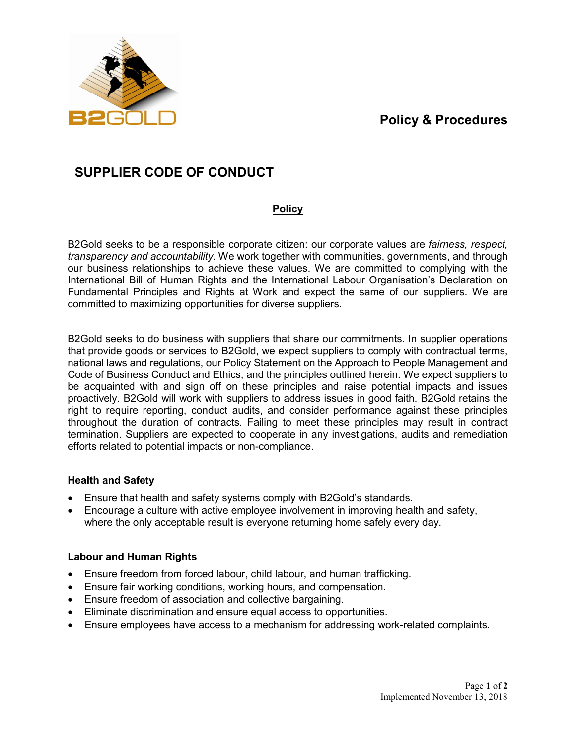**Policy & Procedures**

# SUPPLIER CODE OF CONDUCT

## Policy

B2Gold seeks to be a responsible corporate citizen: our corporate values are *fairness, respect, transparency and accountability*. We work together with communities, governments, and through our business relationships to achieve these values. We are committed to complying with the International Bill of Human Rights and the International Labour Organisation's Declaration on Fundamental Principles and Rights at Work and expect the same of our suppliers. We are committed to maximizing opportunities for diverse suppliers.

B2Gold seeks to do business with suppliers that share our commitments. In supplier operations that provide goods or services to B2Gold, we expect suppliers to comply with contractual terms, national laws and regulations, our Policy Statement on the Approach to People Management and Code of Business Conduct and Ethics, and the principles outlined herein. We expect suppliers to be acquainted with and sign off on these principles and raise potential impacts and issues proactively. B2Gold will work with suppliers to address issues in good faith. B2Gold retains the right to require reporting, conduct audits, and consider performance against these principles throughout the duration of contracts. Failing to meet these principles may result in contract termination. Suppliers are expected to cooperate in any investigations, audits and remediation efforts related to potential impacts or non-compliance.

### Health and Safety

- Ensure that health and safety systems comply with B2Gold's standards.
- Encourage a culture with active employee involvement in improving health and safety, where the only acceptable result is everyone returning home safely every day.

### Labour and Human Rights

- Ensure freedom from forced labour, child labour, and human trafficking.
- Ensure fair working conditions, working hours, and compensation.
- Ensure freedom of association and collective bargaining.
- Eliminate discrimination and ensure equal access to opportunities.
- Ensure employees have access to a mechanism for addressing work-related complaints.

Implemented November 13, 2018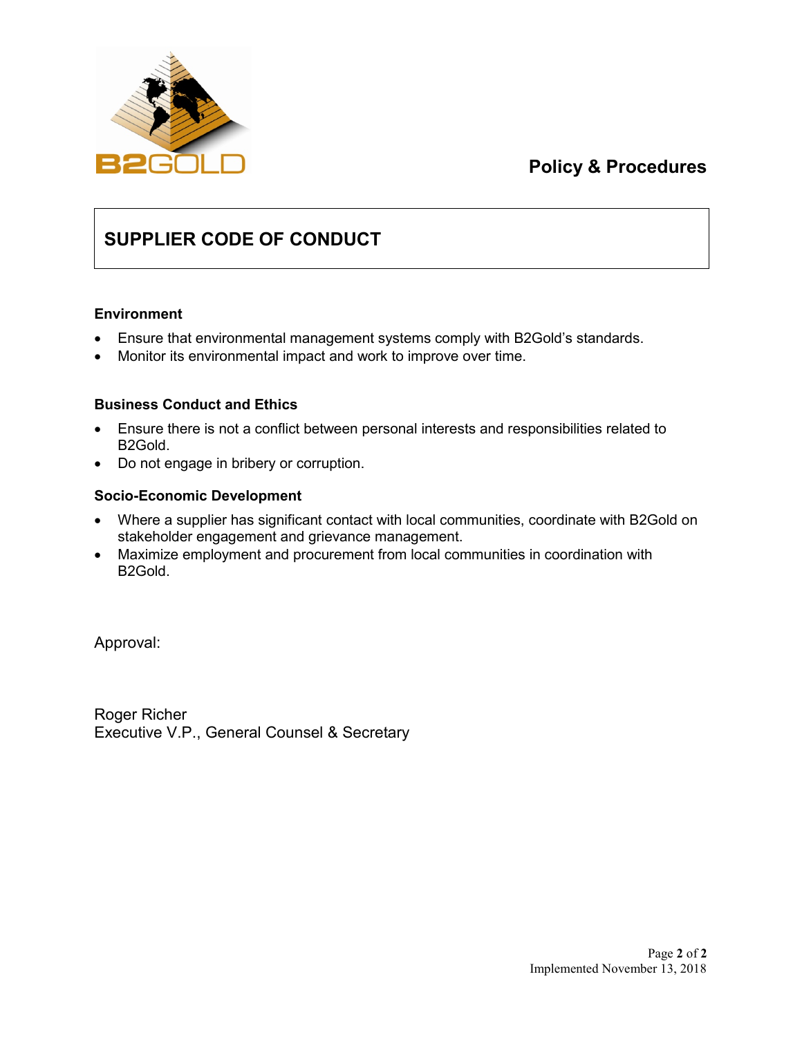Policy & Procedures

# SUPPLIER CODE OF CONDUCT

### Environment

- Ensure that environmental management systems comply with B2Gold's standards.
- Monitor its environmental impact and work to improve over time.

### Business Conduct and Ethics

- Ensure there is not a conflict between personal interests and responsibilities related to B2Gold.
- Do not engage in bribery or corruption.

### Socio-Economic Development

- Where a supplier has significant contact with local communities, coordinate with B2Gold on stakeholder engagement and grievance management.
- Maximize employment and procurement from local communities in coordination with B2Gold.

Approval:

Roger Richer
Executive V.P., General Counsel & Secretary

Implemented November 13, 2018